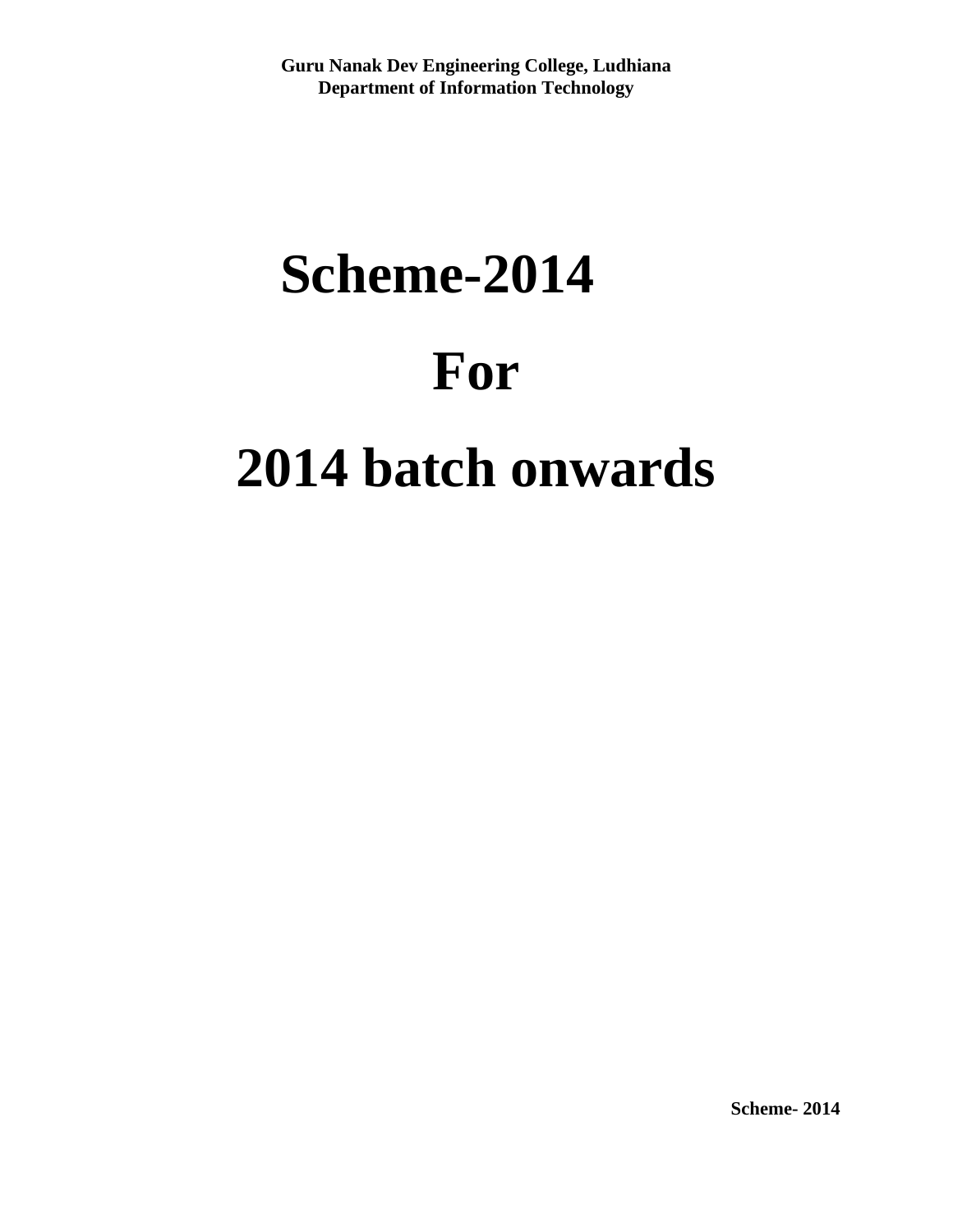**Guru Nanak Dev Engineering College, Ludhiana**
**Department of Information Technology**

# Scheme-2014

# For

# 2014 batch onwards

**Scheme- 2014**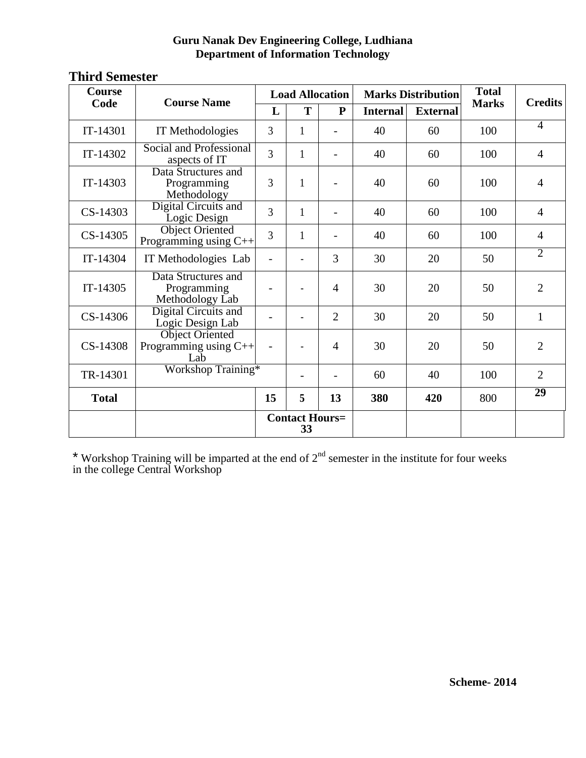**Guru Nanak Dev Engineering College, Ludhiana**
**Department of Information Technology**

## Third Semester

| Course Code | Course Name | Load Allocation | | | Marks Distribution | | Total Marks | Credits |
|---|---|---|---|---|---|---|---|---|
| | | L | T | P | Internal | External | | |
| IT-14301 | IT Methodologies | 3 | 1 | - | 40 | 60 | 100 | 4 |
| IT-14302 | Social and Professional aspects of IT | 3 | 1 | - | 40 | 60 | 100 | 4 |
| IT-14303 | Data Structures and Programming Methodology | 3 | 1 | - | 40 | 60 | 100 | 4 |
| CS-14303 | Digital Circuits and Logic Design | 3 | 1 | - | 40 | 60 | 100 | 4 |
| CS-14305 | Object Oriented Programming using C++ | 3 | 1 | - | 40 | 60 | 100 | 4 |
| IT-14304 | IT Methodologies Lab | - | - | 3 | 30 | 20 | 50 | 2 |
| IT-14305 | Data Structures and Programming Methodology Lab | - | - | 4 | 30 | 20 | 50 | 2 |
| CS-14306 | Digital Circuits and Logic Design Lab | - | - | 2 | 30 | 20 | 50 | 1 |
| CS-14308 | Object Oriented Programming using C++ Lab | - | - | 4 | 30 | 20 | 50 | 2 |
| TR-14301 | Workshop Training* | | - | - | 60 | 40 | 100 | 2 |
| **Total** | | **15** | **5** | **13** | **380** | **420** | 800 | **29** |
| | | **Contact Hours= 33** | | | | | | |

* Workshop Training will be imparted at the end of 2nd semester in the institute for four weeks in the college Central Workshop

**Scheme- 2014**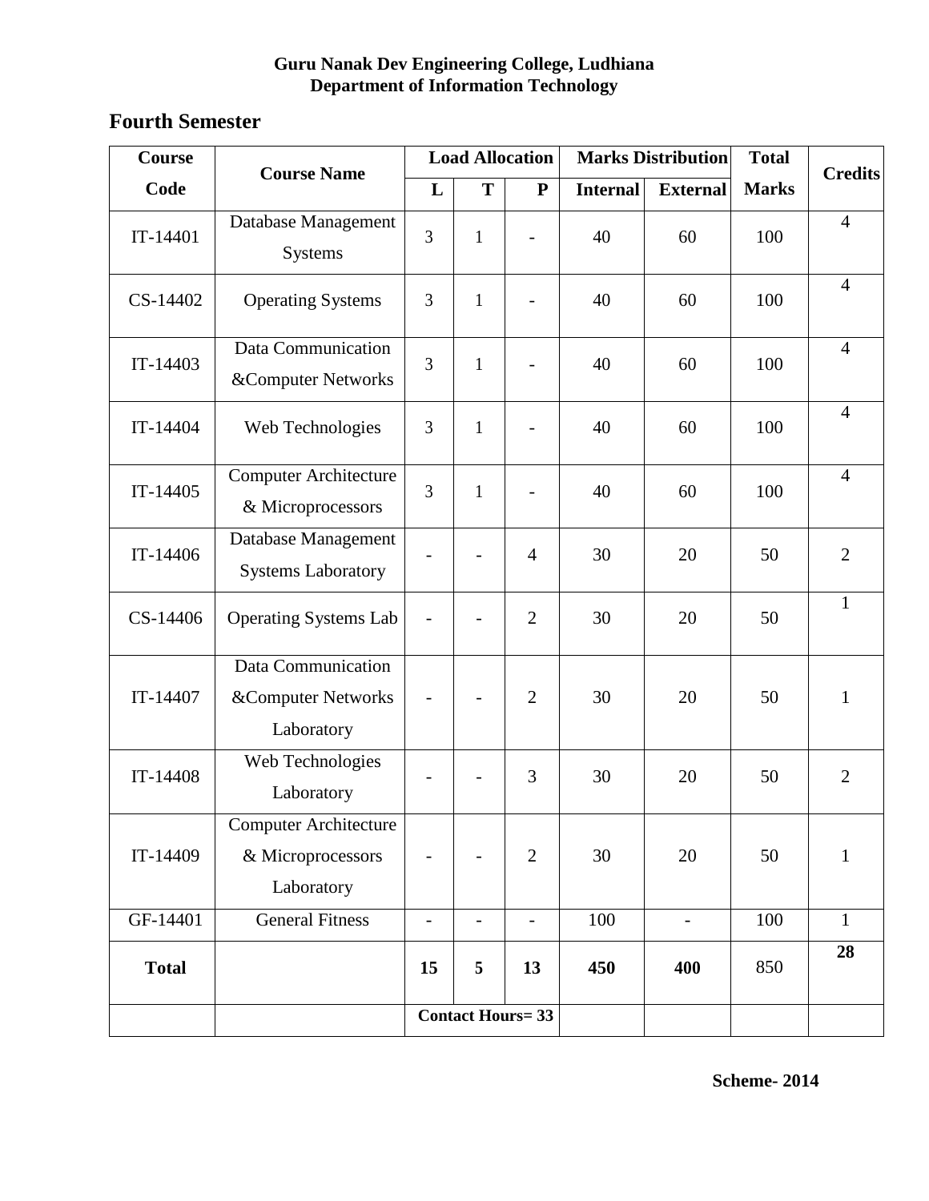**Guru Nanak Dev Engineering College, Ludhiana**
**Department of Information Technology**

## Fourth Semester

| Course Code | Course Name | Load Allocation | | | Marks Distribution | | Total Marks | Credits |
|---|---|---|---|---|---|---|---|---|
| | | L | T | P | Internal | External | | |
| IT-14401 | Database Management Systems | 3 | 1 | - | 40 | 60 | 100 | 4 |
| CS-14402 | Operating Systems | 3 | 1 | - | 40 | 60 | 100 | 4 |
| IT-14403 | Data Communication &Computer Networks | 3 | 1 | - | 40 | 60 | 100 | 4 |
| IT-14404 | Web Technologies | 3 | 1 | - | 40 | 60 | 100 | 4 |
| IT-14405 | Computer Architecture & Microprocessors | 3 | 1 | - | 40 | 60 | 100 | 4 |
| IT-14406 | Database Management Systems Laboratory | - | - | 4 | 30 | 20 | 50 | 2 |
| CS-14406 | Operating Systems Lab | - | - | 2 | 30 | 20 | 50 | 1 |
| IT-14407 | Data Communication &Computer Networks Laboratory | - | - | 2 | 30 | 20 | 50 | 1 |
| IT-14408 | Web Technologies Laboratory | - | - | 3 | 30 | 20 | 50 | 2 |
| IT-14409 | Computer Architecture & Microprocessors Laboratory | - | - | 2 | 30 | 20 | 50 | 1 |
| GF-14401 | General Fitness | - | - | - | 100 | - | 100 | 1 |
| **Total** | | **15** | **5** | **13** | **450** | **400** | 850 | **28** |
| | | **Contact Hours= 33** | | | | | | |

**Scheme- 2014**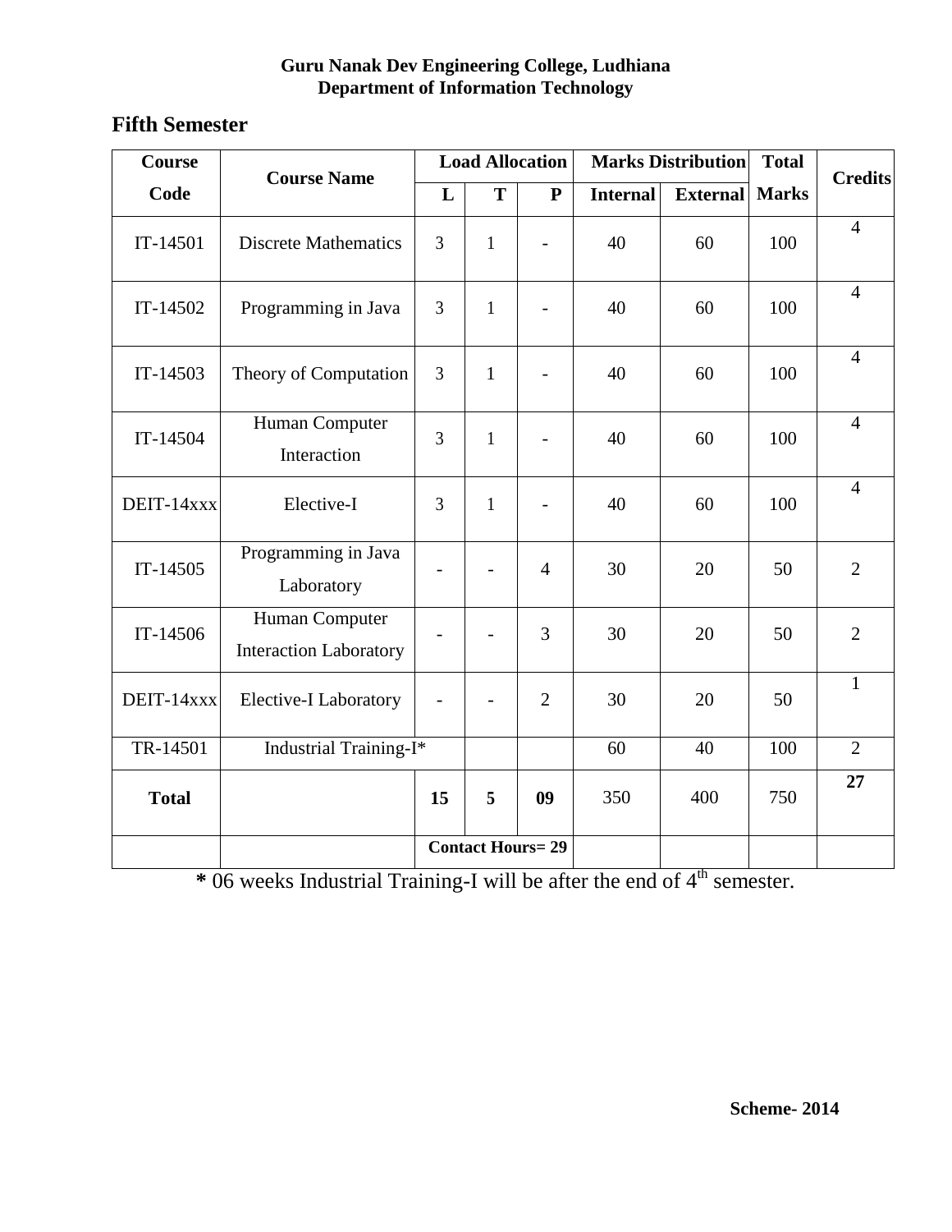**Guru Nanak Dev Engineering College, Ludhiana**
**Department of Information Technology**

## Fifth Semester

| Course Code | Course Name | Load Allocation | | | Marks Distribution | | Total Marks | Credits |
|---|---|---|---|---|---|---|---|---|
| | | L | T | P | Internal | External | | |
| IT-14501 | Discrete Mathematics | 3 | 1 | - | 40 | 60 | 100 | 4 |
| IT-14502 | Programming in Java | 3 | 1 | - | 40 | 60 | 100 | 4 |
| IT-14503 | Theory of Computation | 3 | 1 | - | 40 | 60 | 100 | 4 |
| IT-14504 | Human Computer Interaction | 3 | 1 | - | 40 | 60 | 100 | 4 |
| DEIT-14xxx | Elective-I | 3 | 1 | - | 40 | 60 | 100 | 4 |
| IT-14505 | Programming in Java Laboratory | - | - | 4 | 30 | 20 | 50 | 2 |
| IT-14506 | Human Computer Interaction Laboratory | - | - | 3 | 30 | 20 | 50 | 2 |
| DEIT-14xxx | Elective-I Laboratory | - | - | 2 | 30 | 20 | 50 | 1 |
| TR-14501 | Industrial Training-I* | | | | 60 | 40 | 100 | 2 |
| **Total** | | **15** | **5** | **09** | 350 | 400 | 750 | **27** |
| | | **Contact Hours= 29** | | | | | | |

**\*** 06 weeks Industrial Training-I will be after the end of 4th semester.

**Scheme- 2014**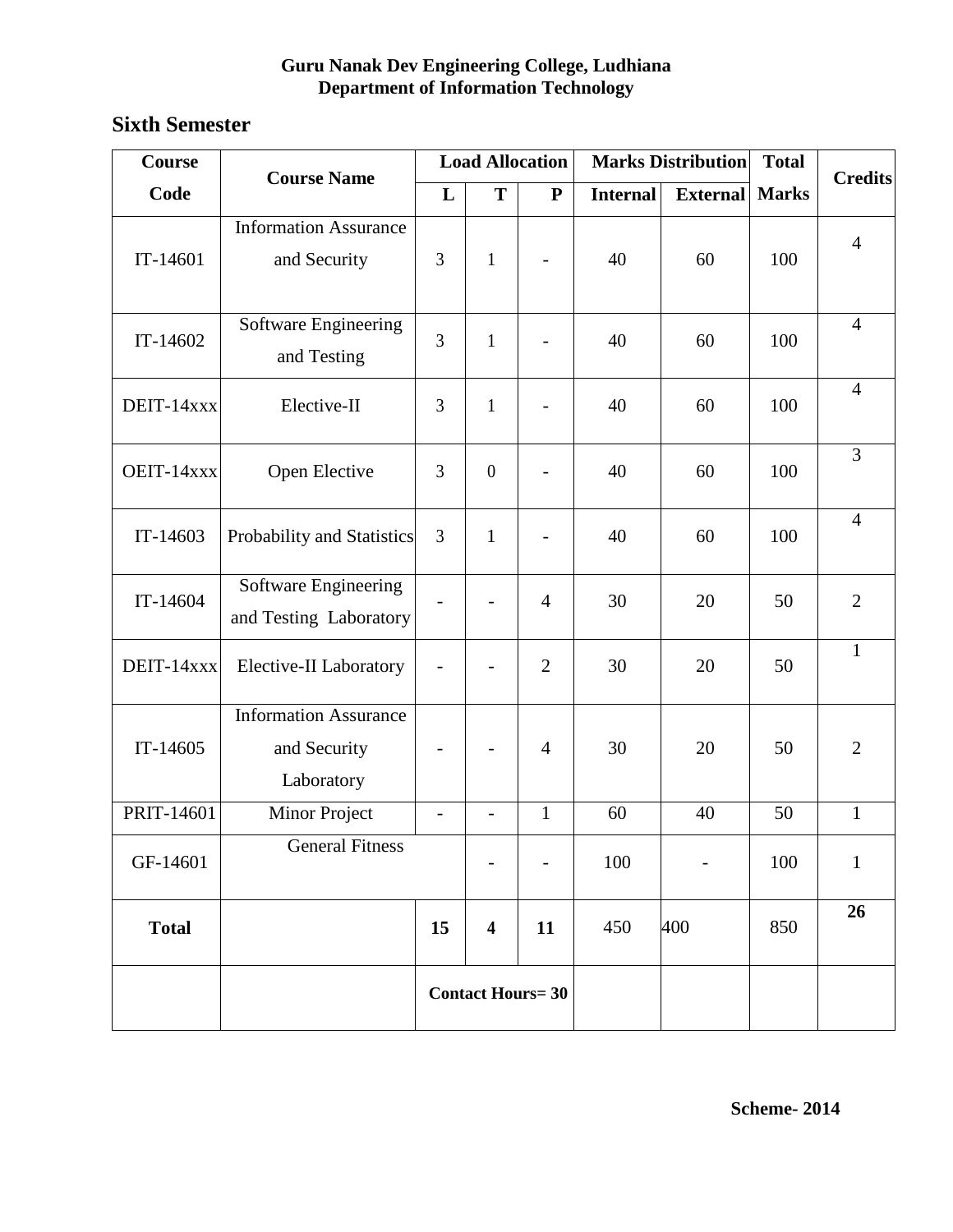**Guru Nanak Dev Engineering College, Ludhiana**
**Department of Information Technology**

## Sixth Semester

| Course Code | Course Name | Load Allocation | | | Marks Distribution | | Total Marks | Credits |
|---|---|---|---|---|---|---|---|---|
| | | L | T | P | Internal | External | | |
| IT-14601 | Information Assurance and Security | 3 | 1 | - | 40 | 60 | 100 | 4 |
| IT-14602 | Software Engineering and Testing | 3 | 1 | - | 40 | 60 | 100 | 4 |
| DEIT-14xxx | Elective-II | 3 | 1 | - | 40 | 60 | 100 | 4 |
| OEIT-14xxx | Open Elective | 3 | 0 | - | 40 | 60 | 100 | 3 |
| IT-14603 | Probability and Statistics | 3 | 1 | - | 40 | 60 | 100 | 4 |
| IT-14604 | Software Engineering and Testing Laboratory | - | - | 4 | 30 | 20 | 50 | 2 |
| DEIT-14xxx | Elective-II Laboratory | - | - | 2 | 30 | 20 | 50 | 1 |
| IT-14605 | Information Assurance and Security Laboratory | - | - | 4 | 30 | 20 | 50 | 2 |
| PRIT-14601 | Minor Project | - | - | 1 | 60 | 40 | 50 | 1 |
| GF-14601 | General Fitness | | - | - | 100 | - | 100 | 1 |
| **Total** | | **15** | **4** | **11** | 450 | 400 | 850 | **26** |
| | | **Contact Hours= 30** | | | | | | |

**Scheme- 2014**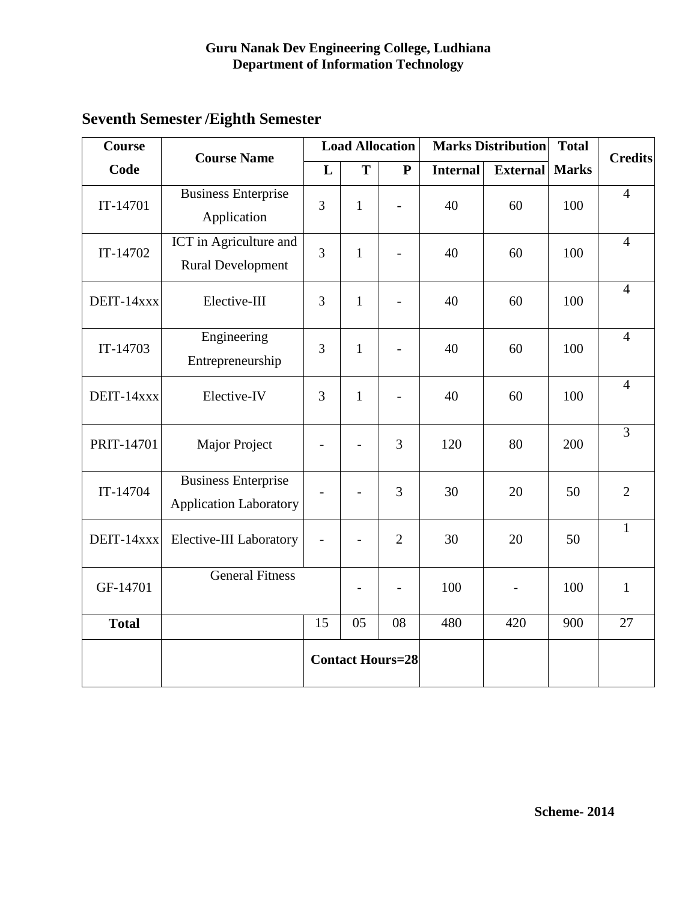**Guru Nanak Dev Engineering College, Ludhiana**
**Department of Information Technology**

## Seventh Semester /Eighth Semester

| Course Code | Course Name | Load Allocation | | | Marks Distribution | | Total Marks | Credits |
|---|---|---|---|---|---|---|---|---|
| | | L | T | P | Internal | External | | |
| IT-14701 | Business Enterprise Application | 3 | 1 | - | 40 | 60 | 100 | 4 |
| IT-14702 | ICT in Agriculture and Rural Development | 3 | 1 | - | 40 | 60 | 100 | 4 |
| DEIT-14xxx | Elective-III | 3 | 1 | - | 40 | 60 | 100 | 4 |
| IT-14703 | Engineering Entrepreneurship | 3 | 1 | - | 40 | 60 | 100 | 4 |
| DEIT-14xxx | Elective-IV | 3 | 1 | - | 40 | 60 | 100 | 4 |
| PRIT-14701 | Major Project | - | - | 3 | 120 | 80 | 200 | 3 |
| IT-14704 | Business Enterprise Application Laboratory | - | - | 3 | 30 | 20 | 50 | 2 |
| DEIT-14xxx | Elective-III Laboratory | - | - | 2 | 30 | 20 | 50 | 1 |
| GF-14701 | General Fitness | | - | - | 100 | - | 100 | 1 |
| **Total** | | 15 | 05 | 08 | 480 | 420 | 900 | 27 |
| | | **Contact Hours=28** | | | | | | |

**Scheme- 2014**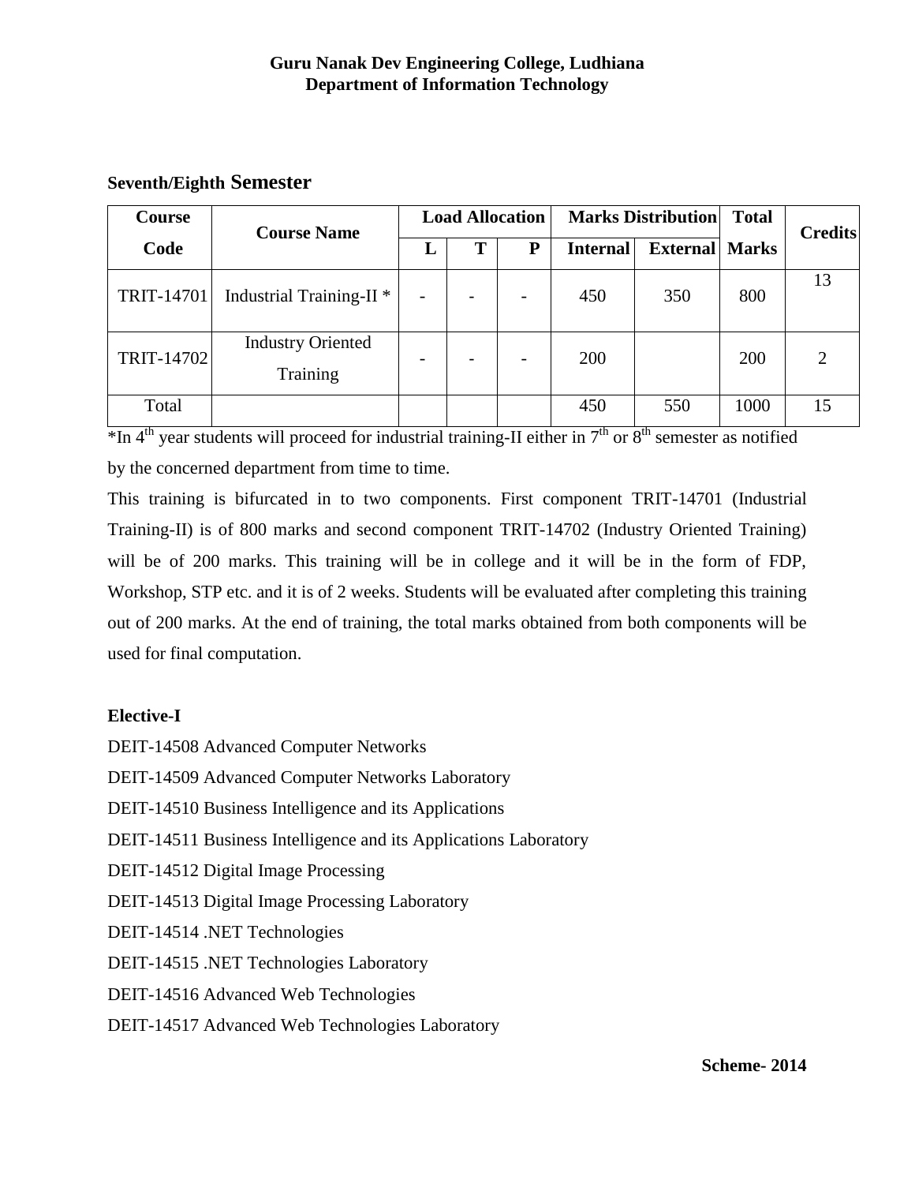**Guru Nanak Dev Engineering College, Ludhiana**
**Department of Information Technology**

## Seventh/Eighth Semester

| Course Code | Course Name | Load Allocation | | | Marks Distribution | | Total Marks | Credits |
|---|---|---|---|---|---|---|---|---|
| | | L | T | P | Internal | External | | |
| TRIT-14701 | Industrial Training-II * | - | - | - | 450 | 350 | 800 | 13 |
| TRIT-14702 | Industry Oriented Training | - | - | - | 200 | | 200 | 2 |
| Total | | | | | 450 | 550 | 1000 | 15 |

*In 4th year students will proceed for industrial training-II either in 7th or 8th semester as notified by the concerned department from time to time.

This training is bifurcated in to two components. First component TRIT-14701 (Industrial Training-II) is of 800 marks and second component TRIT-14702 (Industry Oriented Training) will be of 200 marks. This training will be in college and it will be in the form of FDP, Workshop, STP etc. and it is of 2 weeks. Students will be evaluated after completing this training out of 200 marks. At the end of training, the total marks obtained from both components will be used for final computation.

### Elective-I

DEIT-14508 Advanced Computer Networks

DEIT-14509 Advanced Computer Networks Laboratory

DEIT-14510 Business Intelligence and its Applications

DEIT-14511 Business Intelligence and its Applications Laboratory

DEIT-14512 Digital Image Processing

DEIT-14513 Digital Image Processing Laboratory

DEIT-14514 .NET Technologies

DEIT-14515 .NET Technologies Laboratory

DEIT-14516 Advanced Web Technologies

DEIT-14517 Advanced Web Technologies Laboratory

**Scheme- 2014**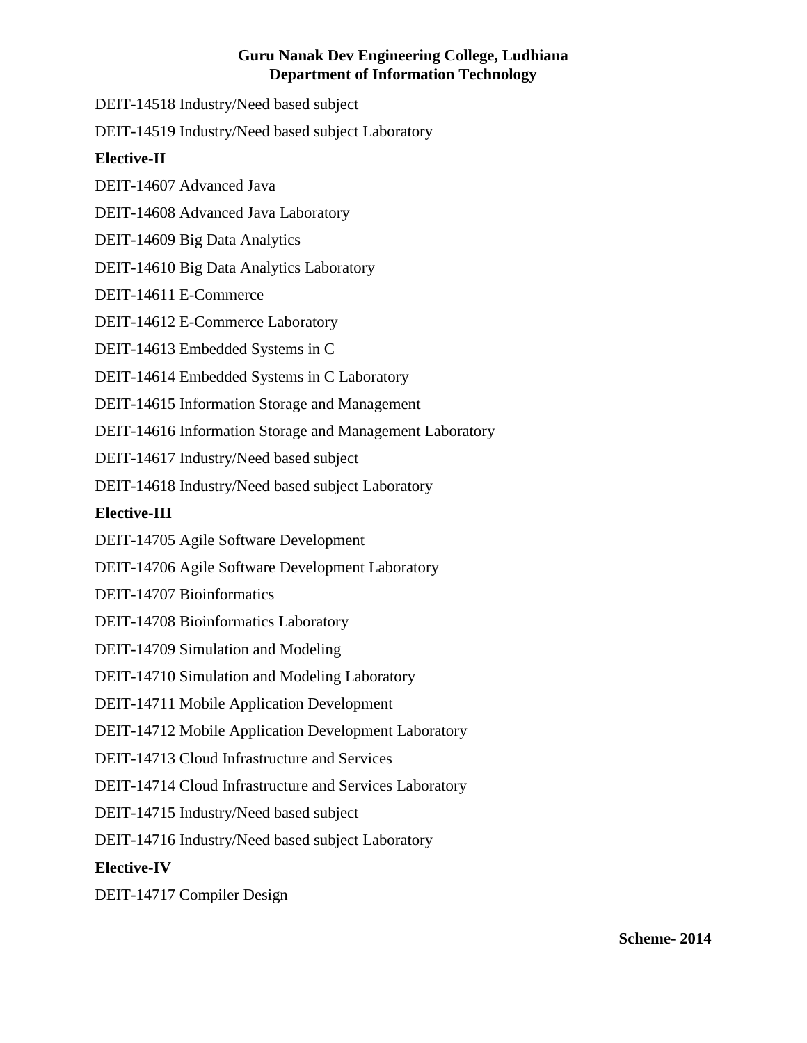DEIT-14518 Industry/Need based subject

DEIT-14519 Industry/Need based subject Laboratory

**Elective-II**

DEIT-14607 Advanced Java

DEIT-14608 Advanced Java Laboratory

DEIT-14609 Big Data Analytics

DEIT-14610 Big Data Analytics Laboratory

DEIT-14611 E-Commerce

DEIT-14612 E-Commerce Laboratory

DEIT-14613 Embedded Systems in C

DEIT-14614 Embedded Systems in C Laboratory

DEIT-14615 Information Storage and Management

DEIT-14616 Information Storage and Management Laboratory

DEIT-14617 Industry/Need based subject

DEIT-14618 Industry/Need based subject Laboratory

**Elective-III**

DEIT-14705 Agile Software Development

DEIT-14706 Agile Software Development Laboratory

DEIT-14707 Bioinformatics

DEIT-14708 Bioinformatics Laboratory

DEIT-14709 Simulation and Modeling

DEIT-14710 Simulation and Modeling Laboratory

DEIT-14711 Mobile Application Development

DEIT-14712 Mobile Application Development Laboratory

DEIT-14713 Cloud Infrastructure and Services

DEIT-14714 Cloud Infrastructure and Services Laboratory

DEIT-14715 Industry/Need based subject

DEIT-14716 Industry/Need based subject Laboratory

**Elective-IV**

DEIT-14717 Compiler Design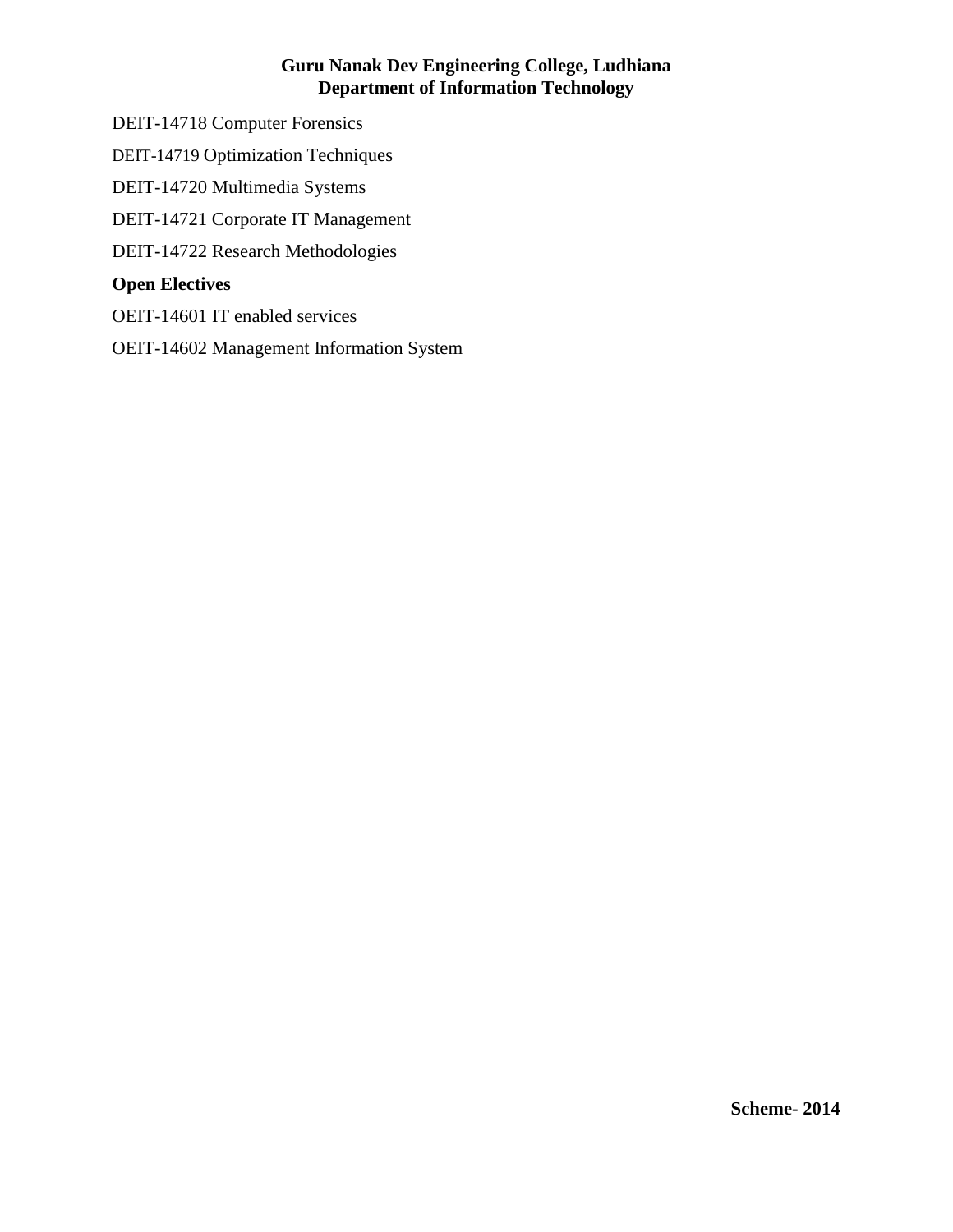DEIT-14718 Computer Forensics

DEIT-14719 Optimization Techniques

DEIT-14720 Multimedia Systems

DEIT-14721 Corporate IT Management

DEIT-14722 Research Methodologies

**Open Electives**

OEIT-14601 IT enabled services

OEIT-14602 Management Information System